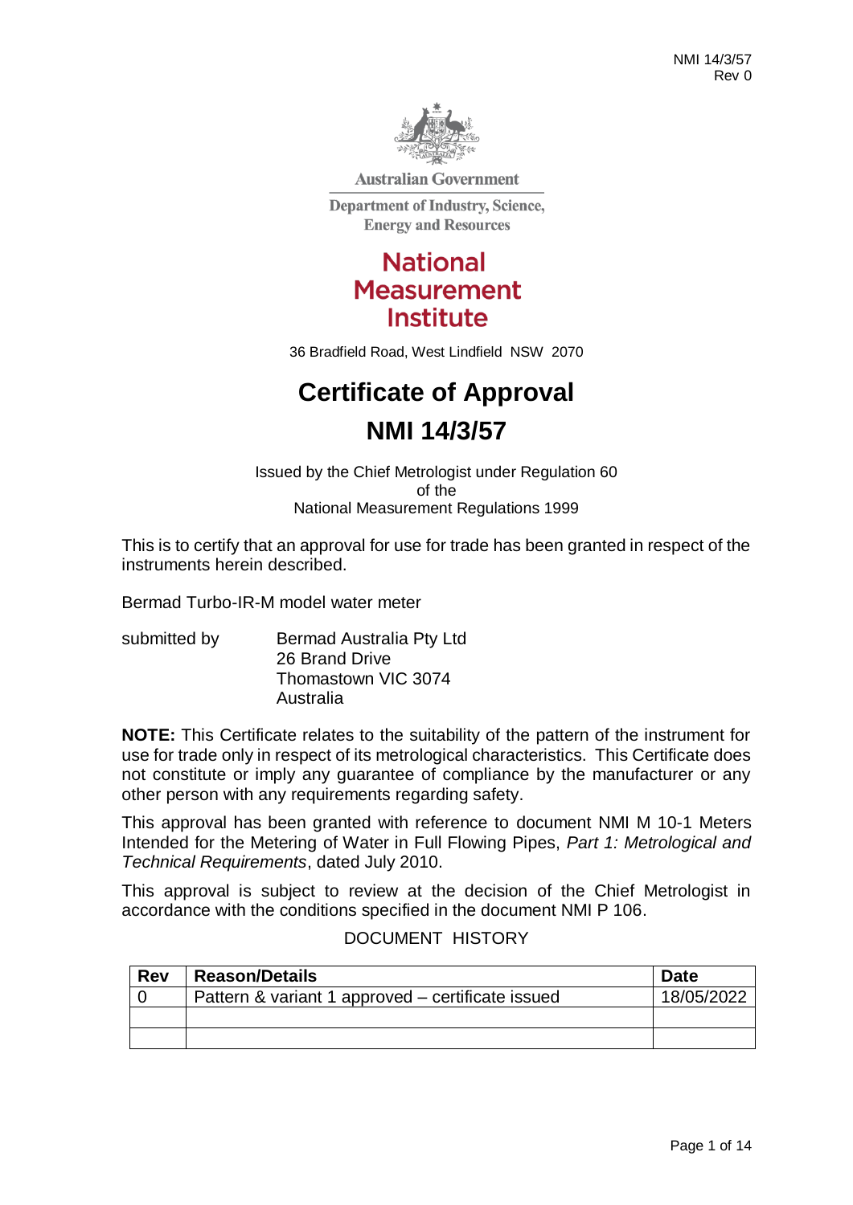NMI 14/3/57
Rev 0

Australian Government

Department of Industry, Science, Energy and Resources

**National Measurement Institute**

36 Bradfield Road, West Lindfield NSW 2070

# Certificate of Approval

# NMI 14/3/57

Issued by the Chief Metrologist under Regulation 60
of the
National Measurement Regulations 1999

This is to certify that an approval for use for trade has been granted in respect of the instruments herein described.

Bermad Turbo-IR-M model water meter

submitted by Bermad Australia Pty Ltd
26 Brand Drive
Thomastown VIC 3074
Australia

**NOTE:** This Certificate relates to the suitability of the pattern of the instrument for use for trade only in respect of its metrological characteristics. This Certificate does not constitute or imply any guarantee of compliance by the manufacturer or any other person with any requirements regarding safety.

This approval has been granted with reference to document NMI M 10-1 Meters Intended for the Metering of Water in Full Flowing Pipes, *Part 1: Metrological and Technical Requirements*, dated July 2010.

This approval is subject to review at the decision of the Chief Metrologist in accordance with the conditions specified in the document NMI P 106.

DOCUMENT HISTORY

| Rev | Reason/Details | Date |
|---|---|---|
| 0 | Pattern & variant 1 approved – certificate issued | 18/05/2022 |
| | | |
| | | |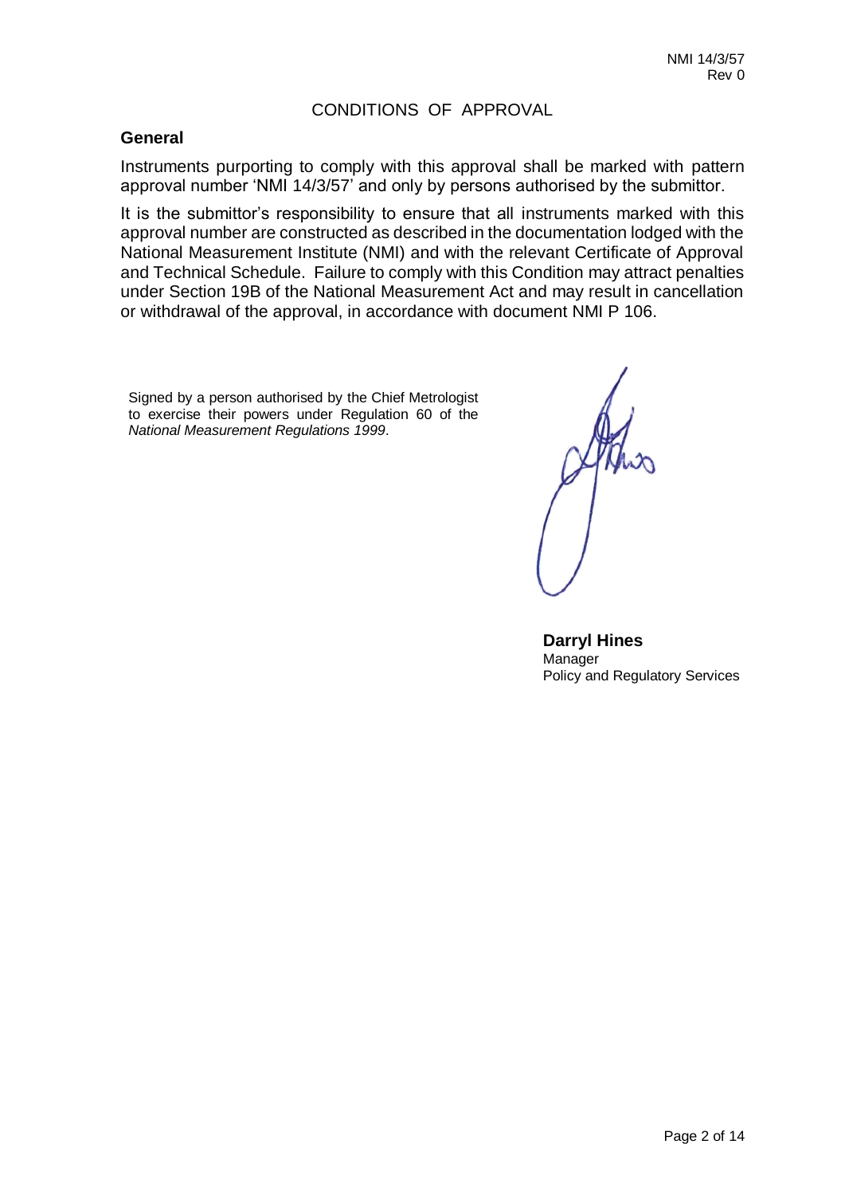# CONDITIONS OF APPROVAL

## General

Instruments purporting to comply with this approval shall be marked with pattern approval number 'NMI 14/3/57' and only by persons authorised by the submittor.

It is the submittor's responsibility to ensure that all instruments marked with this approval number are constructed as described in the documentation lodged with the National Measurement Institute (NMI) and with the relevant Certificate of Approval and Technical Schedule. Failure to comply with this Condition may attract penalties under Section 19B of the National Measurement Act and may result in cancellation or withdrawal of the approval, in accordance with document NMI P 106.

Signed by a person authorised by the Chief Metrologist to exercise their powers under Regulation 60 of the *National Measurement Regulations 1999*.

**Darryl Hines**
Manager
Policy and Regulatory Services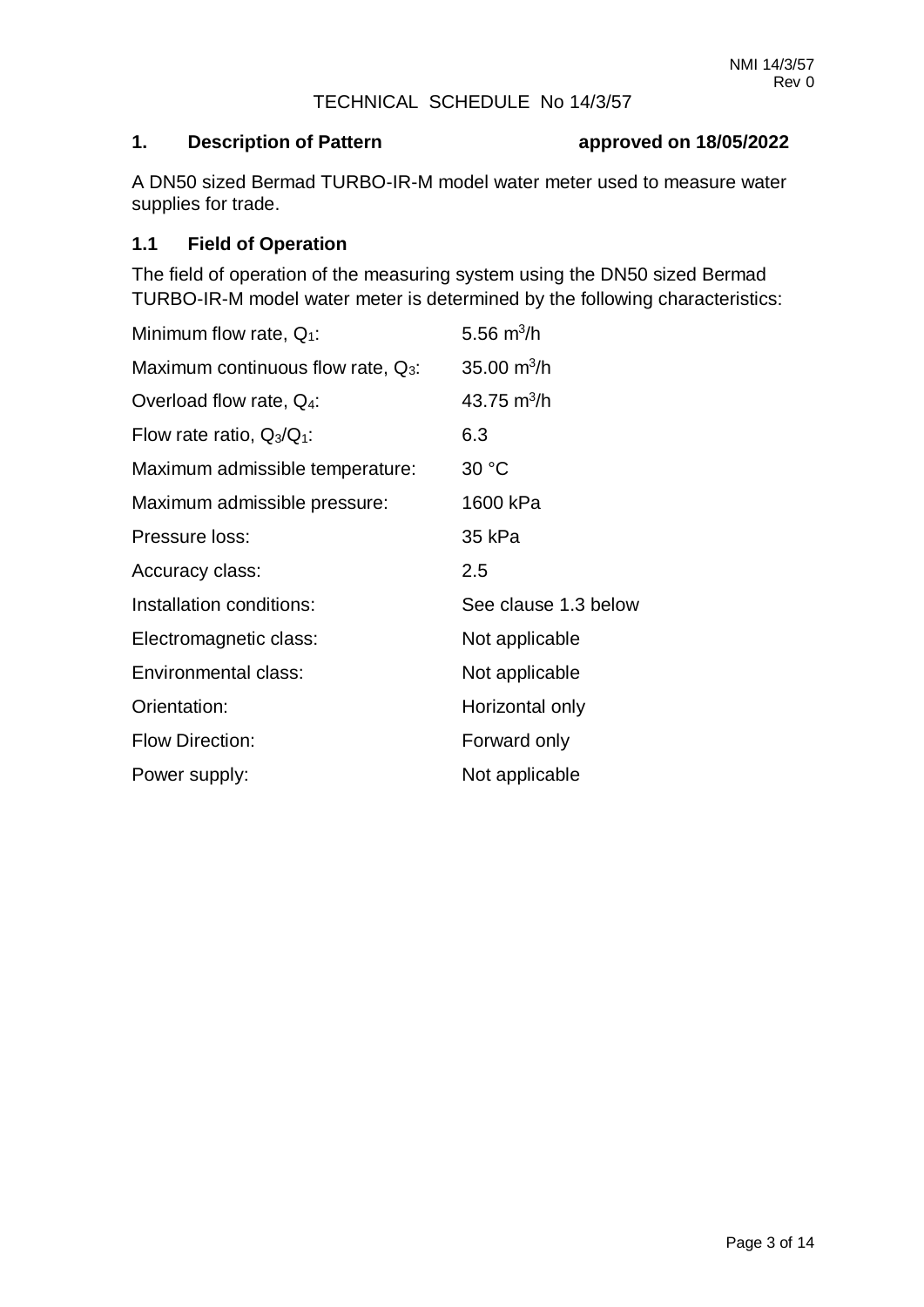# TECHNICAL SCHEDULE No 14/3/57

## 1. Description of Pattern approved on 18/05/2022

A DN50 sized Bermad TURBO-IR-M model water meter used to measure water supplies for trade.

### 1.1 Field of Operation

The field of operation of the measuring system using the DN50 sized Bermad TURBO-IR-M model water meter is determined by the following characteristics:

| | |
|---|---|
| Minimum flow rate, $Q_1$: | 5.56 $m^3/h$ |
| Maximum continuous flow rate, $Q_3$: | 35.00 $m^3/h$ |
| Overload flow rate, $Q_4$: | 43.75 $m^3/h$ |
| Flow rate ratio, $Q_3/Q_1$: | 6.3 |
| Maximum admissible temperature: | 30 °C |
| Maximum admissible pressure: | 1600 kPa |
| Pressure loss: | 35 kPa |
| Accuracy class: | 2.5 |
| Installation conditions: | See clause 1.3 below |
| Electromagnetic class: | Not applicable |
| Environmental class: | Not applicable |
| Orientation: | Horizontal only |
| Flow Direction: | Forward only |
| Power supply: | Not applicable |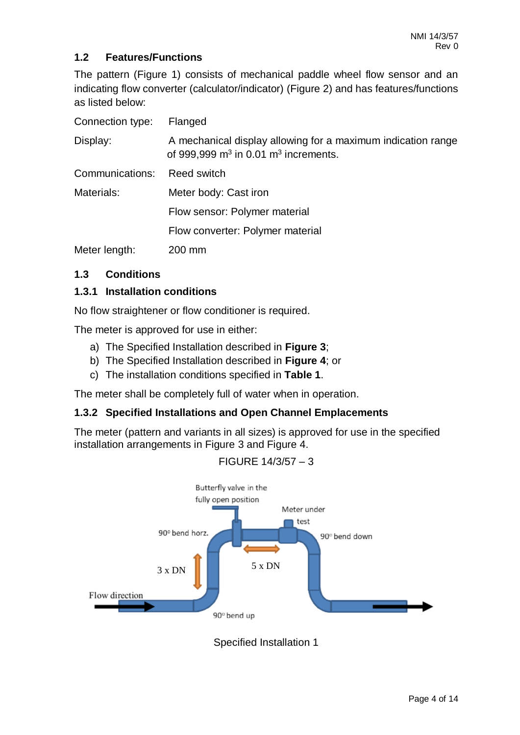## 1.2 Features/Functions

The pattern (Figure 1) consists of mechanical paddle wheel flow sensor and an indicating flow converter (calculator/indicator) (Figure 2) and has features/functions as listed below:

| | |
|---|---|
| Connection type: | Flanged |
| Display: | A mechanical display allowing for a maximum indication range of 999,999 $m^3$ in 0.01 $m^3$ increments. |
| Communications: | Reed switch |
| Materials: | Meter body: Cast iron |
| | Flow sensor: Polymer material |
| | Flow converter: Polymer material |
| Meter length: | 200 mm |

## 1.3 Conditions

### 1.3.1 Installation conditions

No flow straightener or flow conditioner is required.

The meter is approved for use in either:

a) The Specified Installation described in **Figure 3**;
b) The Specified Installation described in **Figure 4**; or
c) The installation conditions specified in **Table 1**.

The meter shall be completely full of water when in operation.

### 1.3.2 Specified Installations and Open Channel Emplacements

The meter (pattern and variants in all sizes) is approved for use in the specified installation arrangements in Figure 3 and Figure 4.

FIGURE 14/3/57 – 3

Butterfly valve in the fully open position

Meter under test

90° bend horz.

90° bend down

3 x DN

5 x DN

Flow direction

90° bend up

Specified Installation 1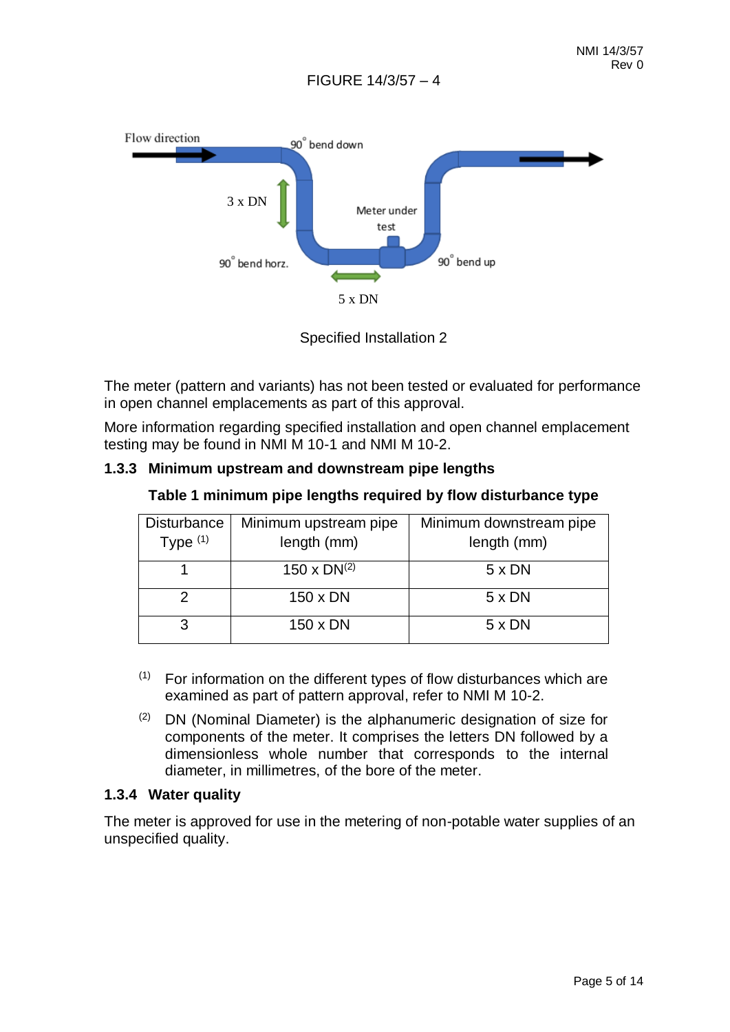FIGURE 14/3/57 – 4

Specified Installation 2

The meter (pattern and variants) has not been tested or evaluated for performance in open channel emplacements as part of this approval.

More information regarding specified installation and open channel emplacement testing may be found in NMI M 10-1 and NMI M 10-2.

### 1.3.3 Minimum upstream and downstream pipe lengths

**Table 1 minimum pipe lengths required by flow disturbance type**

| Disturbance Type [(1)] | Minimum upstream pipe length (mm) | Minimum downstream pipe length (mm) |
|---|---|---|
| 1 | 150 x DN[(2)] | 5 x DN |
| 2 | 150 x DN | 5 x DN |
| 3 | 150 x DN | 5 x DN |

[(1)] For information on the different types of flow disturbances which are examined as part of pattern approval, refer to NMI M 10-2.

[(2)] DN (Nominal Diameter) is the alphanumeric designation of size for components of the meter. It comprises the letters DN followed by a dimensionless whole number that corresponds to the internal diameter, in millimetres, of the bore of the meter.

### 1.3.4 Water quality

The meter is approved for use in the metering of non-potable water supplies of an unspecified quality.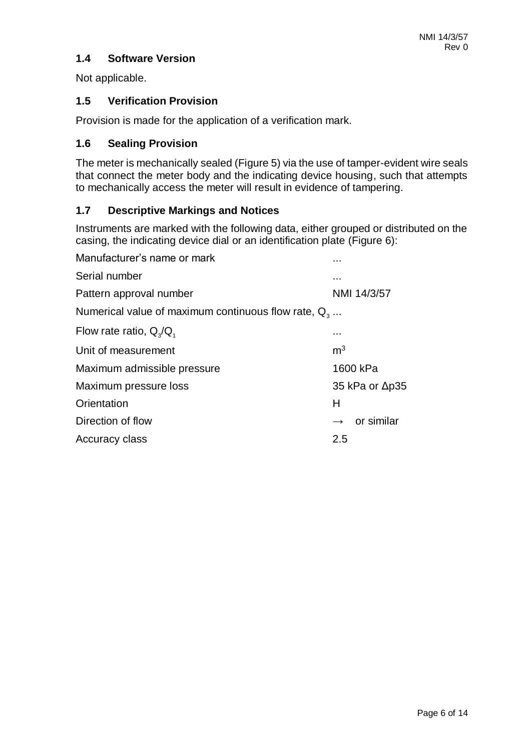## 1.4 Software Version

Not applicable.

## 1.5 Verification Provision

Provision is made for the application of a verification mark.

## 1.6 Sealing Provision

The meter is mechanically sealed (Figure 5) via the use of tamper-evident wire seals that connect the meter body and the indicating device housing, such that attempts to mechanically access the meter will result in evidence of tampering.

## 1.7 Descriptive Markings and Notices

Instruments are marked with the following data, either grouped or distributed on the casing, the indicating device dial or an identification plate (Figure 6):

| | |
|---|---|
| Manufacturer's name or mark | ... |
| Serial number | ... |
| Pattern approval number | NMI 14/3/57 |
| Numerical value of maximum continuous flow rate, $Q_3$ | ... |
| Flow rate ratio, $Q_3/Q_1$ | ... |
| Unit of measurement | $m^3$ |
| Maximum admissible pressure | 1600 kPa |
| Maximum pressure loss | 35 kPa or Δp35 |
| Orientation | H |
| Direction of flow | → or similar |
| Accuracy class | 2.5 |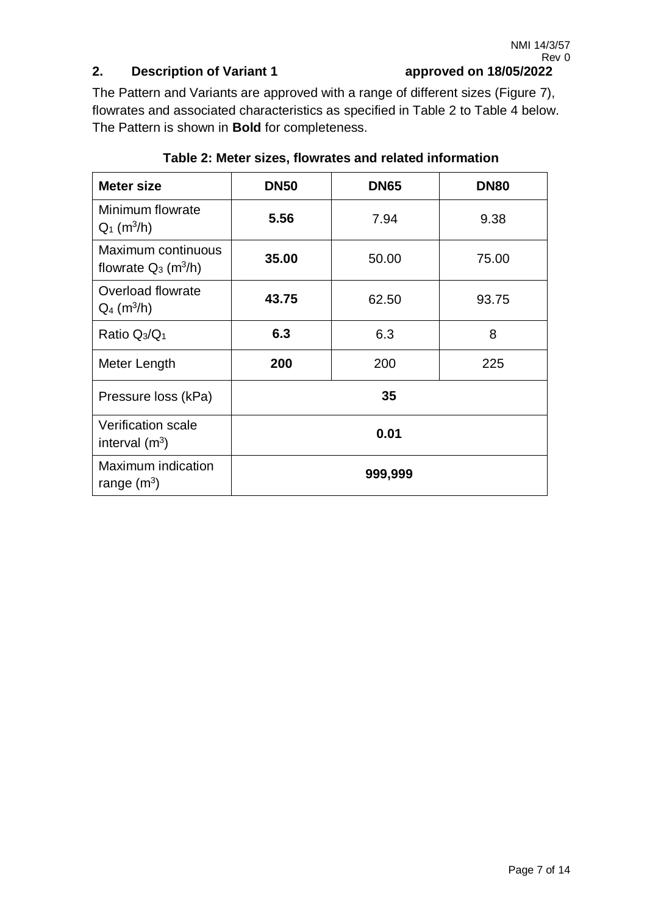## 2. Description of Variant 1 approved on 18/05/2022

The Pattern and Variants are approved with a range of different sizes (Figure 7), flowrates and associated characteristics as specified in Table 2 to Table 4 below. The Pattern is shown in **Bold** for completeness.

**Table 2: Meter sizes, flowrates and related information**

| Meter size | DN50 | DN65 | DN80 |
|---|---|---|---|
| Minimum flowrate $Q_1$ ($m^3/h$) | **5.56** | 7.94 | 9.38 |
| Maximum continuous flowrate $Q_3$ ($m^3/h$) | **35.00** | 50.00 | 75.00 |
| Overload flowrate $Q_4$ ($m^3/h$) | **43.75** | 62.50 | 93.75 |
| Ratio $Q_3/Q_1$ | **6.3** | 6.3 | 8 |
| Meter Length | **200** | 200 | 225 |
| Pressure loss (kPa) | **35** | | |
| Verification scale interval ($m^3$) | **0.01** | | |
| Maximum indication range ($m^3$) | **999,999** | | |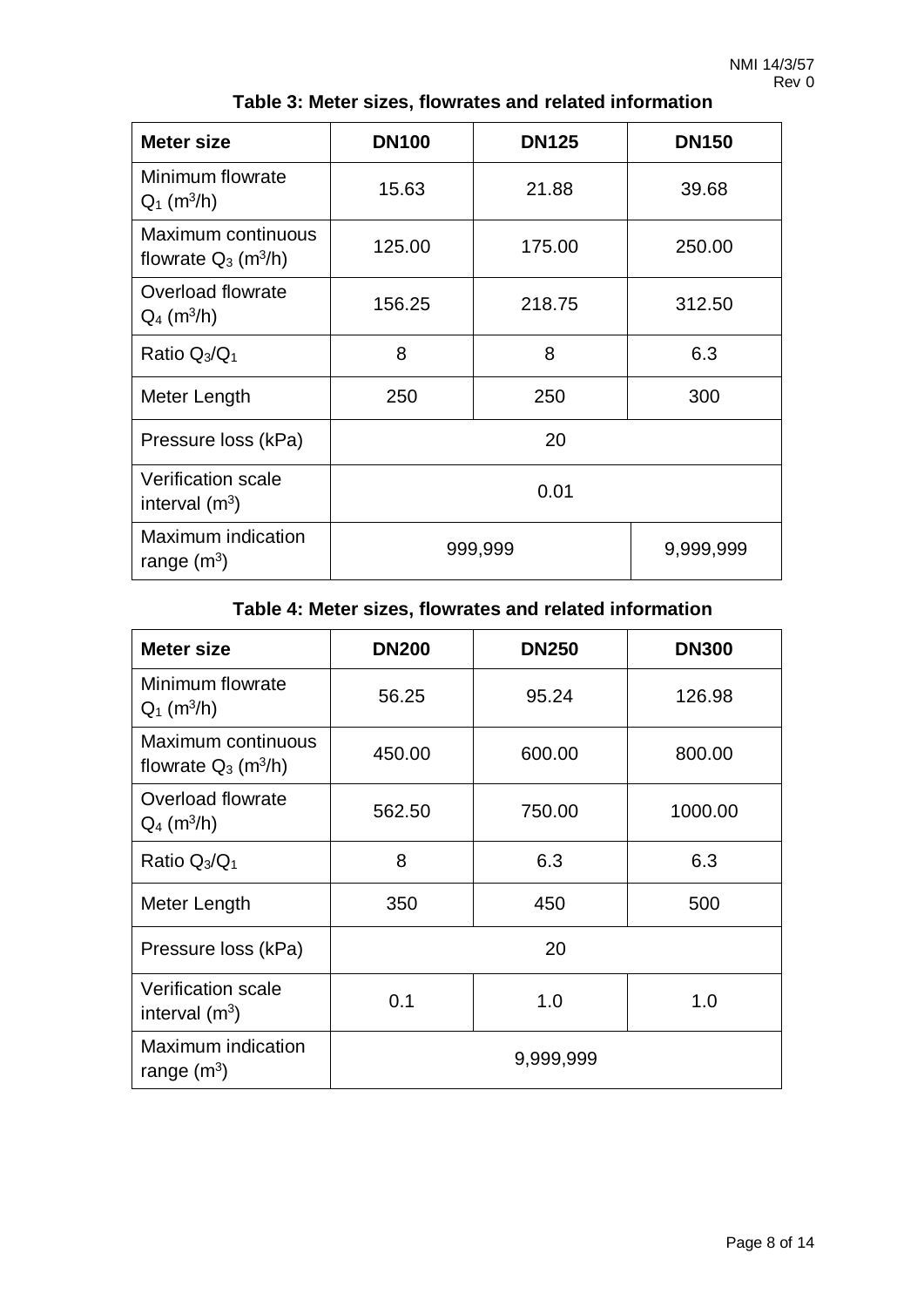**Table 3: Meter sizes, flowrates and related information**

| Meter size | DN100 | DN125 | DN150 |
|---|---|---|---|
| Minimum flowrate $Q_1$ ($m^3/h$) | 15.63 | 21.88 | 39.68 |
| Maximum continuous flowrate $Q_3$ ($m^3/h$) | 125.00 | 175.00 | 250.00 |
| Overload flowrate $Q_4$ ($m^3/h$) | 156.25 | 218.75 | 312.50 |
| Ratio $Q_3/Q_1$ | 8 | 8 | 6.3 |
| Meter Length | 250 | 250 | 300 |
| Pressure loss (kPa) | 20 | | |
| Verification scale interval ($m^3$) | 0.01 | | |
| Maximum indication range ($m^3$) | 999,999 | | 9,999,999 |

**Table 4: Meter sizes, flowrates and related information**

| Meter size | DN200 | DN250 | DN300 |
|---|---|---|---|
| Minimum flowrate $Q_1$ ($m^3/h$) | 56.25 | 95.24 | 126.98 |
| Maximum continuous flowrate $Q_3$ ($m^3/h$) | 450.00 | 600.00 | 800.00 |
| Overload flowrate $Q_4$ ($m^3/h$) | 562.50 | 750.00 | 1000.00 |
| Ratio $Q_3/Q_1$ | 8 | 6.3 | 6.3 |
| Meter Length | 350 | 450 | 500 |
| Pressure loss (kPa) | 20 | | |
| Verification scale interval ($m^3$) | 0.1 | 1.0 | 1.0 |
| Maximum indication range ($m^3$) | 9,999,999 | | |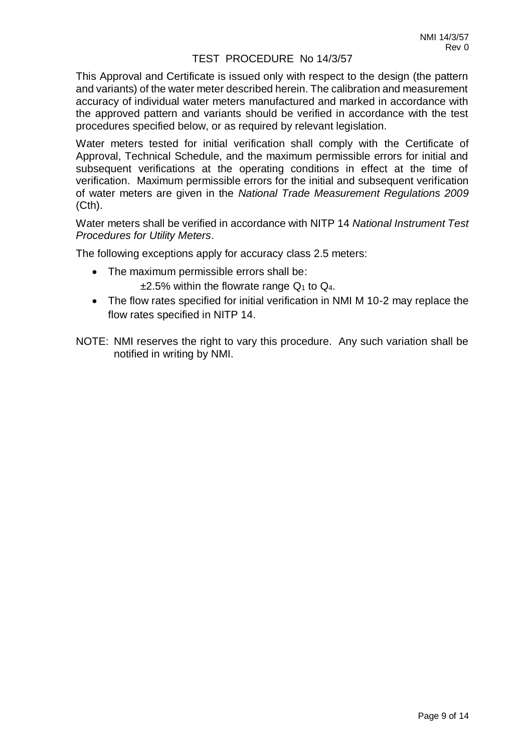# TEST PROCEDURE No 14/3/57

This Approval and Certificate is issued only with respect to the design (the pattern and variants) of the water meter described herein. The calibration and measurement accuracy of individual water meters manufactured and marked in accordance with the approved pattern and variants should be verified in accordance with the test procedures specified below, or as required by relevant legislation.

Water meters tested for initial verification shall comply with the Certificate of Approval, Technical Schedule, and the maximum permissible errors for initial and subsequent verifications at the operating conditions in effect at the time of verification. Maximum permissible errors for the initial and subsequent verification of water meters are given in the *National Trade Measurement Regulations 2009* (Cth).

Water meters shall be verified in accordance with NITP 14 *National Instrument Test Procedures for Utility Meters*.

The following exceptions apply for accuracy class 2.5 meters:

- The maximum permissible errors shall be:
  ±2.5% within the flowrate range $Q_1$ to $Q_4$.
- The flow rates specified for initial verification in NMI M 10-2 may replace the flow rates specified in NITP 14.

NOTE: NMI reserves the right to vary this procedure. Any such variation shall be notified in writing by NMI.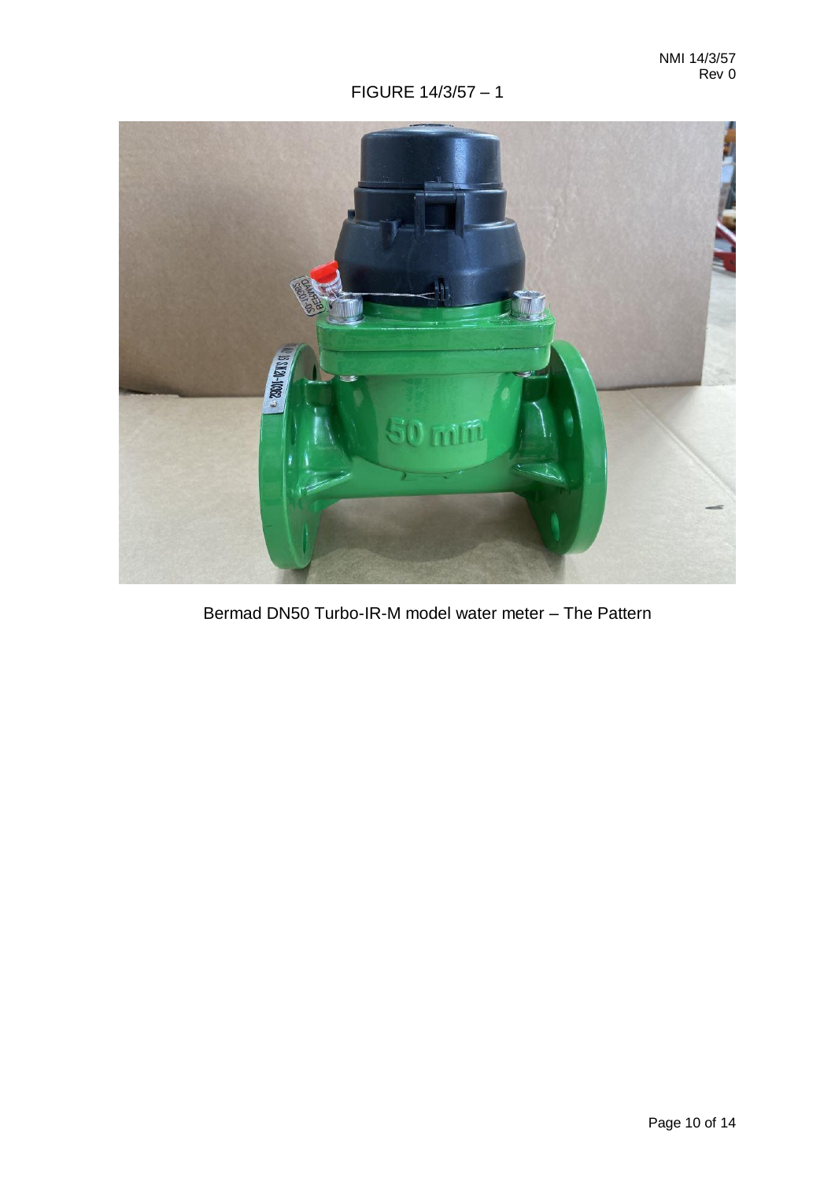FIGURE 14/3/57 – 1

Bermad DN50 Turbo-IR-M model water meter – The Pattern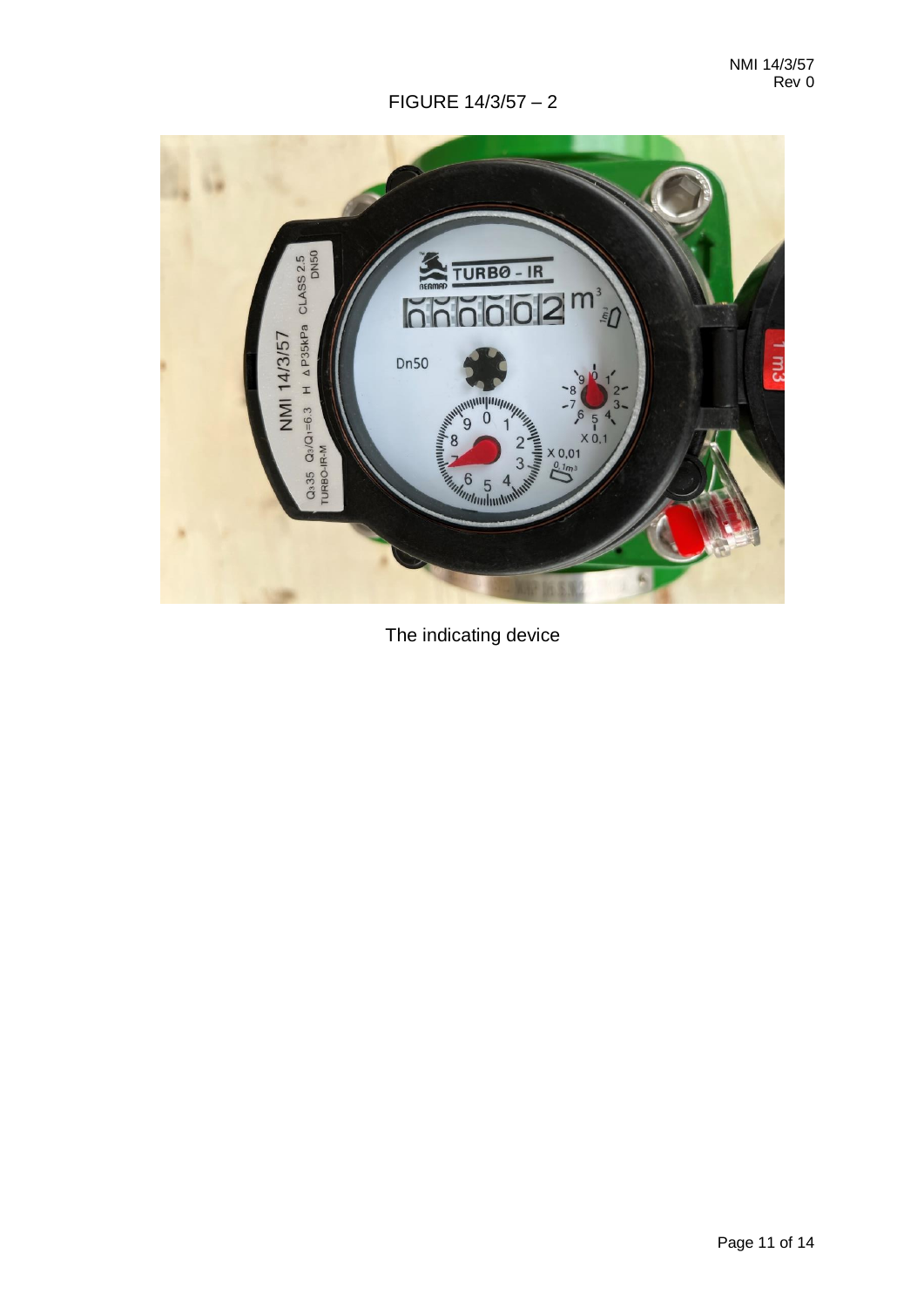FIGURE 14/3/57 – 2

The indicating device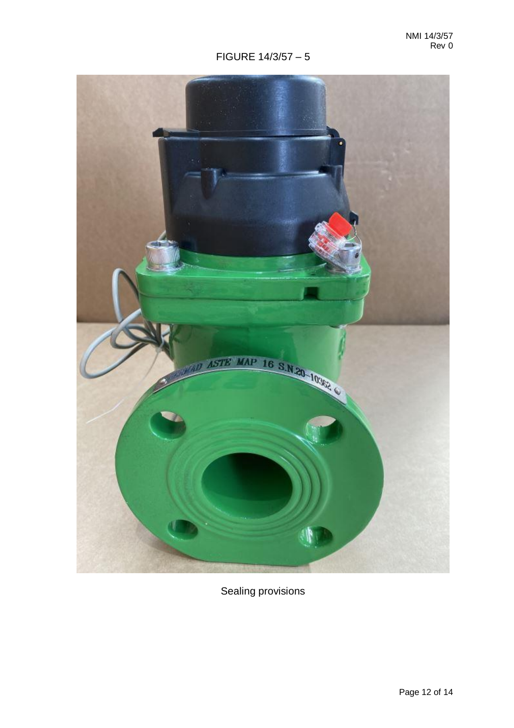FIGURE 14/3/57 – 5

Sealing provisions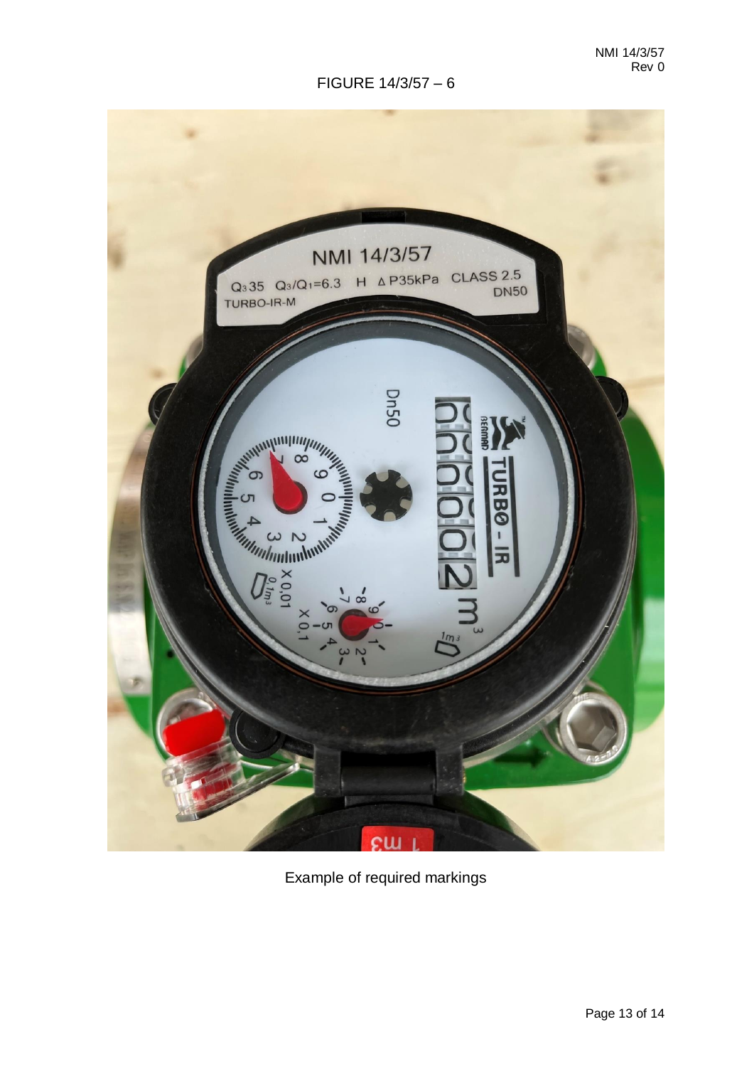FIGURE 14/3/57 – 6

Example of required markings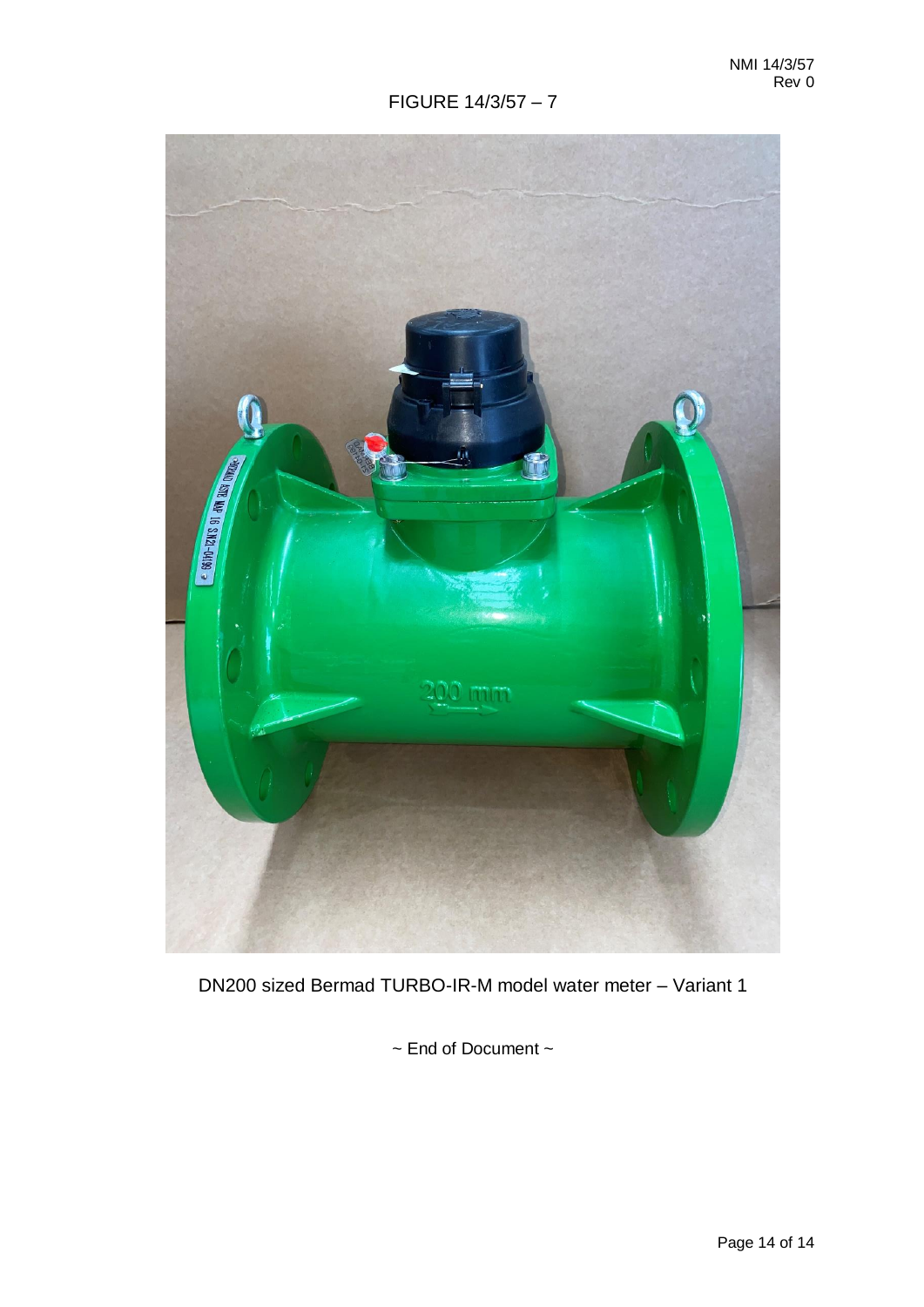FIGURE 14/3/57 – 7

DN200 sized Bermad TURBO-IR-M model water meter – Variant 1

~ End of Document ~